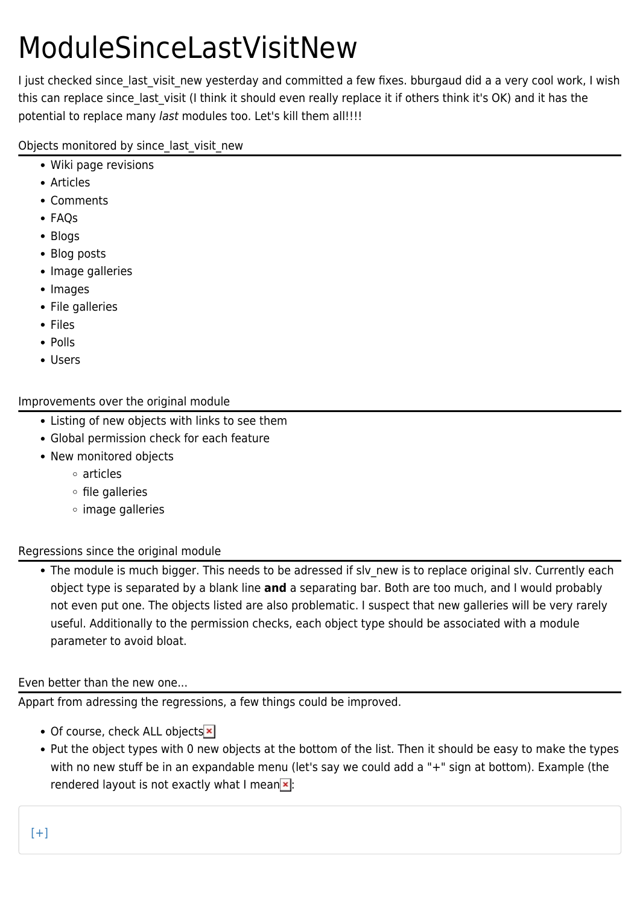# ModuleSinceLastVisitNew

I just checked since_last_visit_new yesterday and committed a few fixes. bburgaud did a a very cool work, I wish this can replace since_last_visit (I think it should even really replace it if others think it's OK) and it has the potential to replace many *last* modules too. Let's kill them all!!!!

## Objects monitored by since_last_visit_new

- Wiki page revisions
- Articles
- Comments
- FAQs
- Blogs
- Blog posts
- Image galleries
- Images
- File galleries
- Files
- Polls
- Users

## Improvements over the original module

- Listing of new objects with links to see them
- Global permission check for each feature
- New monitored objects
  - articles
  - file galleries
  - image galleries

## Regressions since the original module

- The module is much bigger. This needs to be adressed if slv_new is to replace original slv. Currently each object type is separated by a blank line **and** a separating bar. Both are too much, and I would probably not even put one. The objects listed are also problematic. I suspect that new galleries will be very rarely useful. Additionally to the permission checks, each object type should be associated with a module parameter to avoid bloat.

## Even better than the new one...

Appart from adressing the regressions, a few things could be improved.

- Of course, check ALL objects
- Put the object types with 0 new objects at the bottom of the list. Then it should be easy to make the types with no new stuff be in an expandable menu (let's say we could add a "+" sign at bottom). Example (the rendered layout is not exactly what I mean:

```
[+]
```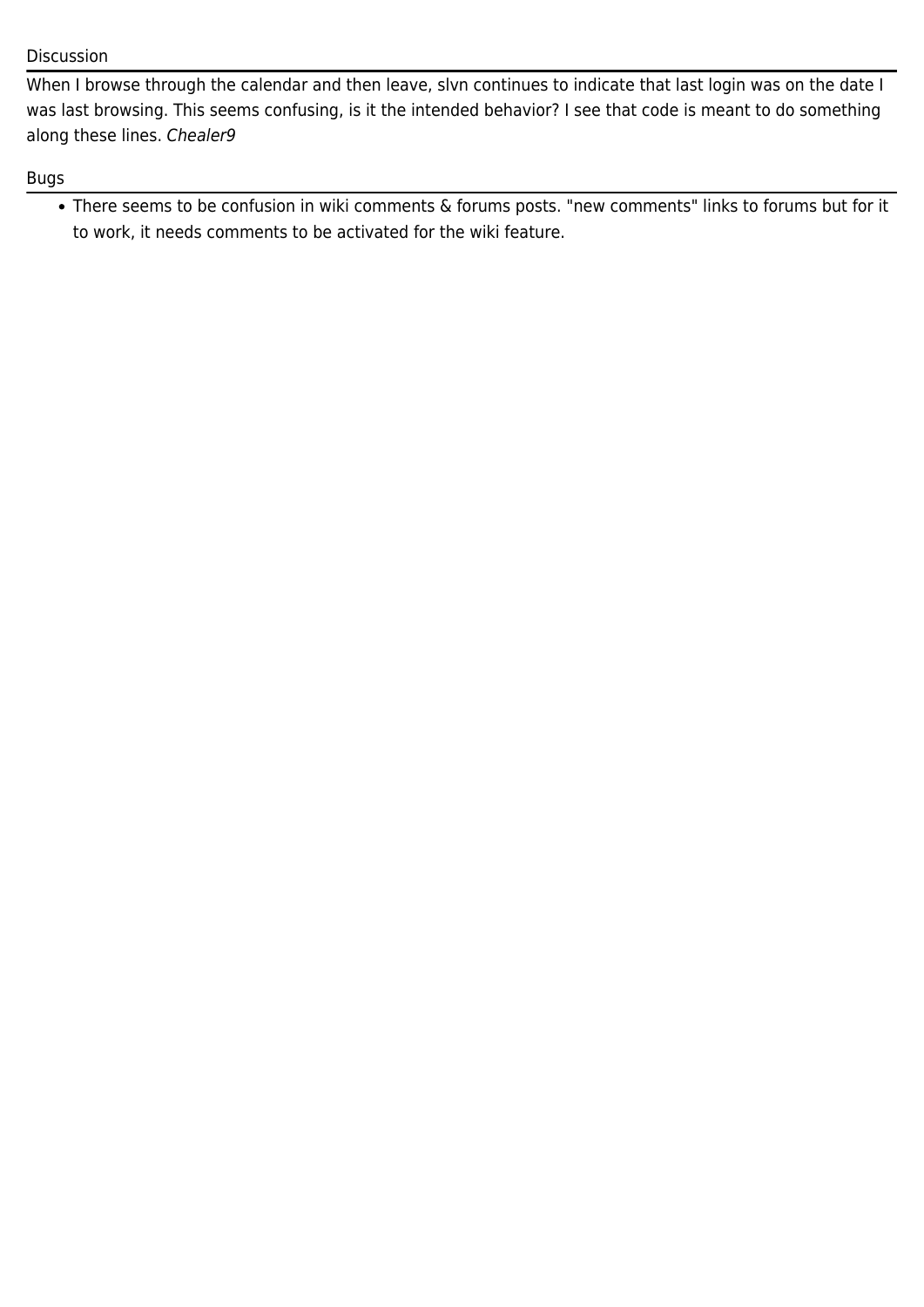## Discussion

When I browse through the calendar and then leave, slvn continues to indicate that last login was on the date I was last browsing. This seems confusing, is it the intended behavior? I see that code is meant to do something along these lines. *Chealer9*

## Bugs

- There seems to be confusion in wiki comments & forums posts. "new comments" links to forums but for it to work, it needs comments to be activated for the wiki feature.